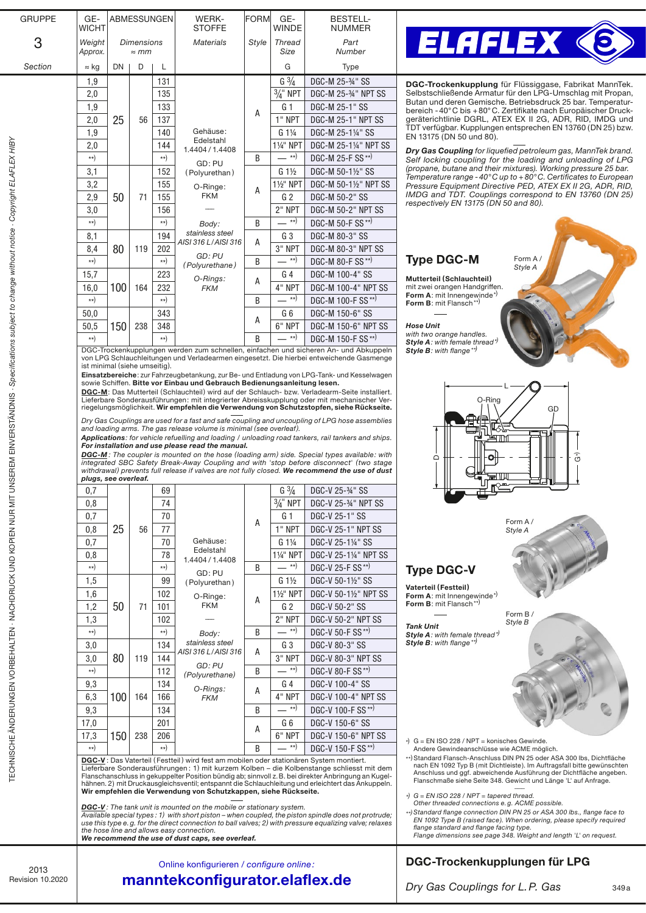# ELAFLEX

**DGC-Trockenkupplung** für Flüssiggase, Fabrikat MannTek. Selbstschließende Armatur für den LPG-Umschlag mit Propan, Butan und deren Gemische. Betriebsdruck 25 bar. Temperaturbereich -40°C bis +80°C. Zertifikate nach Europäischer Druckgeräterichtlinie DGRL, ATEX II 2G, ADR, RID, IMDG und TDT verfügbar. Kupplungen entsprechen EN 13760 (DN 25) bzw. EN 13175 (DN 50 und 80).

*Dry Gas Coupling for liquefied petroleum gas, MannTek brand. Self locking coupling for the loading and unloading of LPG (propane, butane and their mixtures). Working pressure 25 bar. Temperature range -40°C up to +80°C. Certificates to European Pressure Equipment Directive PED, ATEX II 2G, ADR, RID, IMDG and TDT. Couplings correspond to EN 13760 (DN 25) respectively EN 13175 (DN 50 and 80).*

## Type DGC-M

Form A / *Style A*

**Mutterteil (Schlauchteil)** mit zwei orangen Handgriffen.
**Form A**: mit Innengewinde*)
**Form B**: mit Flansch**)

**Hose Unit**
*with two orange handles.*
***Style A**: with female thread*)*
***Style B**: with flange**)*

| GRUPPE 3 Section | GEWICHT Weight Approx. ≈ kg | ABMESSUNGEN Dimensions ≈ mm DN | D | L | WERKSTOFFE Materials | FORM Style | GEWINDE Thread Size G | BESTELLNUMMER Part Number Type |
|---|---|---|---|---|---|---|---|---|
| | 1,9 | 25 | 56 | 131 | Gehäuse: Edelstahl 1.4404 / 1.4408; GD: PU (Polyurethan); O-Ringe: FKM / *Body: stainless steel AISI 316 L / AISI 316; GD: PU (Polyurethane); O-Rings: FKM* | A | G 3/4 | DGC-M 25-¾" SS |
| | 2,0 | 25 | 56 | 135 | | A | 3/4" NPT | DGC-M 25-¾" NPT SS |
| | 1,9 | 25 | 56 | 133 | | A | G 1 | DGC-M 25-1" SS |
| | 2,0 | 25 | 56 | 137 | | A | 1" NPT | DGC-M 25-1" NPT SS |
| | 1,9 | 25 | 56 | 140 | | A | G 1¼ | DGC-M 25-1¼" SS |
| | 2,0 | 25 | 56 | 144 | | A | 1¼" NPT | DGC-M 25-1¼" NPT SS |
| | **) | 25 | 56 | **) | | B | — **) | DGC-M 25-F SS**) |
| | 3,1 | 50 | 71 | 152 | | A | G 1½ | DGC-M 50-1½" SS |
| | 3,2 | 50 | 71 | 155 | | A | 1½" NPT | DGC-M 50-1½" NPT SS |
| | 2,9 | 50 | 71 | 155 | | A | G 2 | DGC-M 50-2" SS |
| | 3,0 | 50 | 71 | 156 | | A | 2" NPT | DGC-M 50-2" NPT SS |
| | **) | 50 | 71 | **) | | B | — **) | DGC-M 50-F SS**) |
| | 8,1 | 80 | 119 | 194 | | A | G 3 | DGC-M 80-3" SS |
| | 8,4 | 80 | 119 | 202 | | A | 3" NPT | DGC-M 80-3" NPT SS |
| | **) | 80 | 119 | **) | | B | — **) | DGC-M 80-F SS**) |
| | 15,7 | 100 | 164 | 223 | | A | G 4 | DGC-M 100-4" SS |
| | 16,0 | 100 | 164 | 232 | | A | 4" NPT | DGC-M 100-4" NPT SS |
| | **) | 100 | 164 | **) | | B | — **) | DGC-M 100-F SS**) |
| | 50,0 | 150 | 238 | 343 | | A | G 6 | DGC-M 150-6" SS |
| | 50,5 | 150 | 238 | 348 | | A | 6" NPT | DGC-M 150-6" NPT SS |
| | **) | 150 | 238 | **) | | B | — **) | DGC-M 150-F SS**) |

DGC-Trockenkupplungen werden zum schnellen, einfachen und sicheren An- und Abkuppeln von LPG Schlauchleitungen und Verladearmen eingesetzt. Die hierbei entweichende Gasmenge ist minimal (siehe umseitig).

**Einsatzbereiche**: zur Fahrzeugbetankung, zur Be- und Entladung von LPG-Tank- und Kesselwagen sowie Schiffen. **Bitte vor Einbau und Gebrauch Bedienungsanleitung lesen.**

**DGC-M**: Das Mutterteil (Schlauchteil) wird auf der Schlauch- bzw. Verladearm-Seite installiert. Lieferbare Sonderausführungen: mit integrierter Abreisskupplung oder mit mechanischer Verriegelungsmöglichkeit. **Wir empfehlen die Verwendung von Schutzstopfen, siehe Rückseite.**

*Dry Gas Couplings are used for a fast and safe coupling and uncoupling of LPG hose assemblies and loading arms. The gas release volume is minimal (see overleaf).*

***Applications**: for vehicle refuelling and loading / unloading road tankers, rail tankers and ships.* ***For installation and use please read the manual.***

***DGC-M**: The coupler is mounted on the hose (loading arm) side. Special types available: with integrated SBC Safety Break-Away Coupling and with 'stop before disconnect' (two stage withdrawal) prevents full release if valves are not fully closed.* ***We recommend the use of dust plugs, see overleaf.***

## Type DGC-V

**Vaterteil (Festteil)**
**Form A**: mit Innengewinde*)
**Form B**: mit Flansch**)

Form A / *Style A* — Form B / *Style B*

**Tank Unit**
***Style A**: with female thread*)*
***Style B**: with flange**)*

| GEWICHT ≈ kg | DN | D | L | WERKSTOFFE Materials | FORM Style | GEWINDE G | BESTELLNUMMER Type |
|---|---|---|---|---|---|---|---|
| 0,7 | 25 | 56 | 69 | Gehäuse: Edelstahl 1.4404 / 1.4408; GD: PU (Polyurethan); O-Ringe: FKM / *Body: stainless steel AISI 316 L / AISI 316; GD: PU (Polyurethane); O-Rings: FKM* | A | G 3/4 | DGC-V 25-¾" SS |
| 0,8 | 25 | 56 | 74 | | A | 3/4" NPT | DGC-V 25-¾" NPT SS |
| 0,7 | 25 | 56 | 70 | | A | G 1 | DGC-V 25-1" SS |
| 0,8 | 25 | 56 | 77 | | A | 1" NPT | DGC-V 25-1" NPT SS |
| 0,7 | 25 | 56 | 70 | | A | G 1¼ | DGC-V 25-1¼" SS |
| 0,8 | 25 | 56 | 78 | | A | 1¼" NPT | DGC-V 25-1¼" NPT SS |
| **) | 25 | 56 | **) | | B | — **) | DGC-V 25-F SS**) |
| 1,5 | 50 | 71 | 99 | | A | G 1½ | DGC-V 50-1½" SS |
| 1,6 | 50 | 71 | 102 | | A | 1½" NPT | DGC-V 50-1½" NPT SS |
| 1,2 | 50 | 71 | 101 | | A | G 2 | DGC-V 50-2" SS |
| 1,3 | 50 | 71 | 102 | | A | 2" NPT | DGC-V 50-2" NPT SS |
| **) | 50 | 71 | **) | | B | — **) | DGC-V 50-F SS**) |
| 3,0 | 80 | 119 | 134 | | A | G 3 | DGC-V 80-3" SS |
| 3,0 | 80 | 119 | 144 | | A | 3" NPT | DGC-V 80-3" NPT SS |
| **) | 80 | 119 | 112 | | B | — **) | DGC-V 80-F SS**) |
| 9,3 | 100 | 164 | 134 | | A | G 4 | DGC-V 100-4" SS |
| 6,3 | 100 | 164 | 166 | | A | 4" NPT | DGC-V 100-4" NPT SS |
| 9,3 | 100 | 164 | 134 | | B | — **) | DGC-V 100-F SS**) |
| 17,0 | 150 | 238 | 201 | | A | G 6 | DGC-V 150-6" SS |
| 17,3 | 150 | 238 | 206 | | A | 6" NPT | DGC-V 150-6" NPT SS |
| **) | 150 | 238 | **) | | B | — **) | DGC-V 150-F SS**) |

**DGC-V**: Das Vaterteil (Festteil) wird fest am mobilen oder stationären System montiert. Lieferbare Sonderausführungen: 1) mit kurzem Kolben – die Kolbenstange schliesst mit dem Flanschanschluss in gekuppelter Position bündig ab; sinnvoll z. B. bei direkter Anbringung an Kugelhähnen. 2) mit Druckausgleichsventil; entspannt die Schlauchleitung und erleichtert das Ankuppeln. **Wir empfehlen die Verwendung von Schutzkappen, siehe Rückseite.**

***DGC-V**: The tank unit is mounted on the mobile or stationary system.*
*Available special types: 1) with short piston – when coupled, the piston spindle does not protrude; use this type e.g. for the direct connection to ball valves; 2) with pressure equalizing valve; relaxes the hose line and allows easy connection.*
***We recommend the use of dust caps, see overleaf.***

*) G = EN ISO 228 / NPT = konisches Gewinde. Andere Gewindeanschlüsse wie ACME möglich.
**) Standard Flansch-Anschluss DIN PN 25 oder ASA 300 lbs, Dichtfläche nach EN 1092 Typ B (mit Dichtleiste). Im Auftragsfall bitte gewünschten Anschluss und ggf. abweichende Ausführung der Dichtfläche angeben. Flanschmaße siehe Seite 348. Gewicht und Länge 'L' auf Anfrage.

*\*) G = EN ISO 228 / NPT = tapered thread. Other threaded connections e.g. ACME possible.*
*\*\*) Standard flange connection DIN PN 25 or ASA 300 lbs., flange face to EN 1092 Type B (raised face). When ordering, please specify required flange standard and flange facing type. Flange dimensions see page 348. Weight and length 'L' on request.*

Online konfigurieren / *configure online*:
**manntekconfigurator.elaflex.de**

## DGC-Trockenkupplungen für LPG

*Dry Gas Couplings for L.P. Gas*

2013
Revision 10.2020

TECHNISCHE ÄNDERUNGEN VORBEHALTEN · NACHDRUCK UND KOPIEN NUR MIT UNSEREM EINVERSTÄNDNIS · *Specifications subject to change without notice · Copyright ELAFLEX HIBY*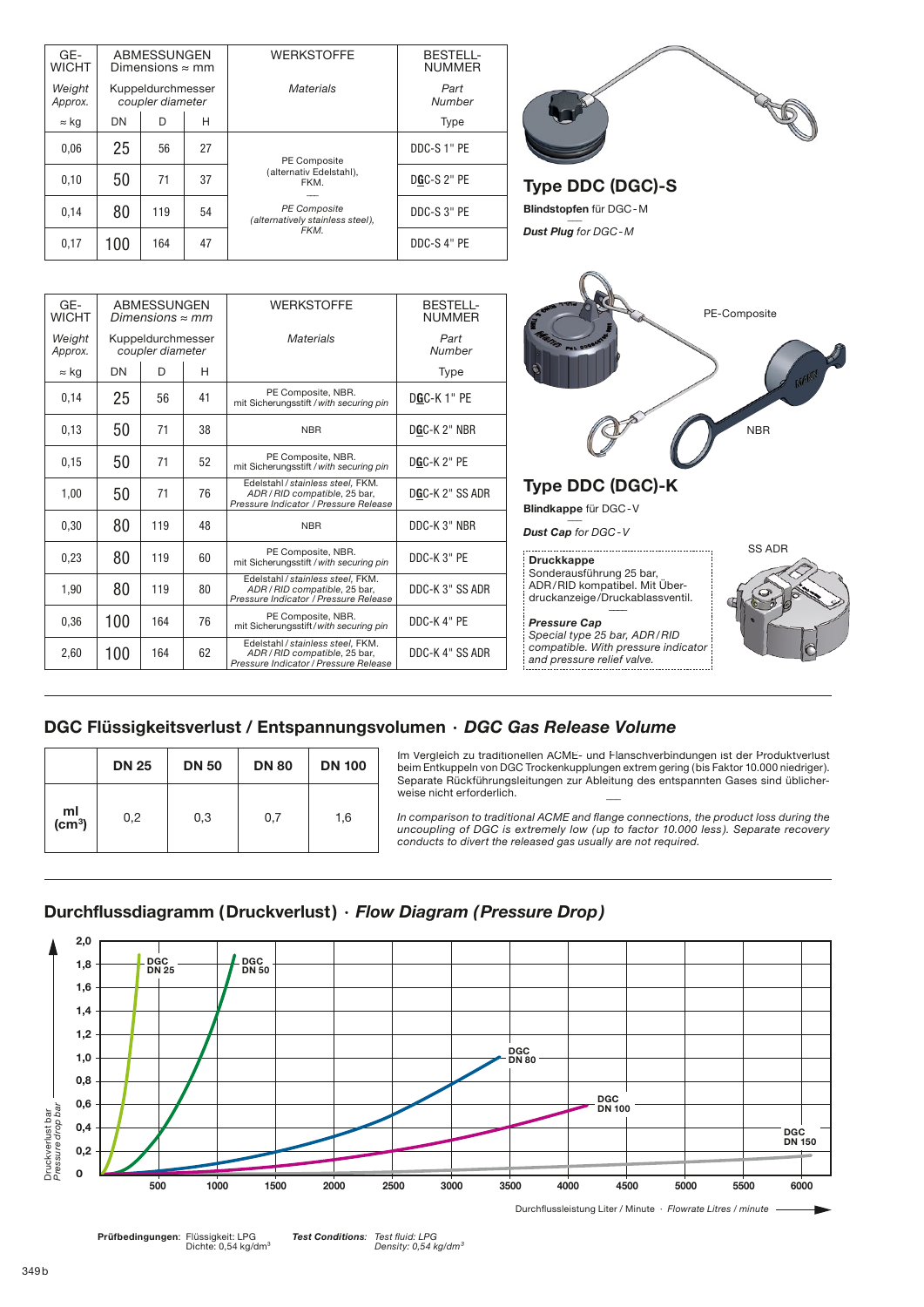| GE-WICHT | ABMESSUNGEN Dimensions ≈ mm | | | WERKSTOFFE | BESTELL-NUMMER |
|---|---|---|---|---|---|
| *Weight Approx.* | Kuppeldurchmesser *coupler diameter* | | | *Materials* | *Part Number* |
| ≈ kg | DN | D | H | | Type |
| 0,06 | 25 | 56 | 27 | PE Composite (alternativ Edelstahl), FKM. — *PE Composite (alternatively stainless steel), FKM.* | DDC-S 1" PE |
| 0,10 | 50 | 71 | 37 | | DGC-S 2" PE |
| 0,14 | 80 | 119 | 54 | | DDC-S 3" PE |
| 0,17 | 100 | 164 | 47 | | DDC-S 4" PE |

## Type DDC (DGC)-S

**Blindstopfen** für DGC-M

—

***Dust Plug** for DGC-M*

| GE-WICHT | ABMESSUNGEN *Dimensions ≈ mm* | | | WERKSTOFFE | BESTELL-NUMMER |
|---|---|---|---|---|---|
| *Weight Approx.* | Kuppeldurchmesser *coupler diameter* | | | *Materials* | *Part Number* |
| ≈ kg | DN | D | H | | Type |
| 0,14 | 25 | 56 | 41 | PE Composite, NBR. mit Sicherungsstift / *with securing pin* | DGC-K 1" PE |
| 0,13 | 50 | 71 | 38 | NBR | DGC-K 2" NBR |
| 0,15 | 50 | 71 | 52 | PE Composite, NBR. mit Sicherungsstift / *with securing pin* | DGC-K 2" PE |
| 1,00 | 50 | 71 | 76 | Edelstahl / *stainless steel*, FKM. *ADR / RID compatible*, 25 bar, *Pressure Indicator / Pressure Release* | DGC-K 2" SS ADR |
| 0,30 | 80 | 119 | 48 | NBR | DDC-K 3" NBR |
| 0,23 | 80 | 119 | 60 | PE Composite, NBR. mit Sicherungsstift / *with securing pin* | DDC-K 3" PE |
| 1,90 | 80 | 119 | 80 | Edelstahl / *stainless steel*, FKM. *ADR / RID compatible*, 25 bar, *Pressure Indicator / Pressure Release* | DDC-K 3" SS ADR |
| 0,36 | 100 | 164 | 76 | PE Composite, NBR. mit Sicherungsstift / *with securing pin* | DDC-K 4" PE |
| 2,60 | 100 | 164 | 62 | Edelstahl / *stainless steel*, FKM. *ADR / RID compatible*, 25 bar, *Pressure Indicator / Pressure Release* | DDC-K 4" SS ADR |

PE-Composite

NBR

## Type DDC (DGC)-K

**Blindkappe** für DGC-V

—

***Dust Cap** for DGC-V*

SS ADR

**Druckkappe**
Sonderausführung 25 bar, ADR/RID kompatibel. Mit Überdruckanzeige/Druckablassventil.

—

***Pressure Cap***
*Special type 25 bar, ADR/RID compatible. With pressure indicator and pressure relief valve.*

## DGC Flüssigkeitsverlust / Entspannungsvolumen · *DGC Gas Release Volume*

| | DN 25 | DN 50 | DN 80 | DN 100 |
|---|---|---|---|---|
| ml ($cm^3$) | 0,2 | 0,3 | 0,7 | 1,6 |

Im Vergleich zu traditionellen ACME- und Flanschverbindungen ist der Produktverlust beim Entkuppeln von DGC Trockenkupplungen extrem gering (bis Faktor 10.000 niedriger). Separate Rückführungsleitungen zur Ableitung des entspannten Gases sind üblicherweise nicht erforderlich.

—

*In comparison to traditional ACME and flange connections, the product loss during the uncoupling of DGC is extremely low (up to factor 10.000 less). Separate recovery conducts to divert the released gas usually are not required.*

## Durchflussdiagramm (Druckverlust) · *Flow Diagram (Pressure Drop)*

Druckverlust bar / *Pressure drop bar*

2,0, 1,8, 1,6, 1,4, 1,2, 1,0, 0,8, 0,6, 0,4, 0,2, 0

DGC DN 25, DGC DN 50, DGC DN 80, DGC DN 100, DGC DN 150

500, 1000, 1500, 2000, 2500, 3000, 3500, 4000, 4500, 5000, 5500, 6000

Durchflussleistung Liter / Minute · *Flowrate Litres / minute*

**Prüfbedingungen**: Flüssigkeit: LPG
Dichte: 0,54 kg/$dm^3$

***Test Conditions:*** *Test fluid: LPG*
*Density: 0,54 kg/$dm^3$*